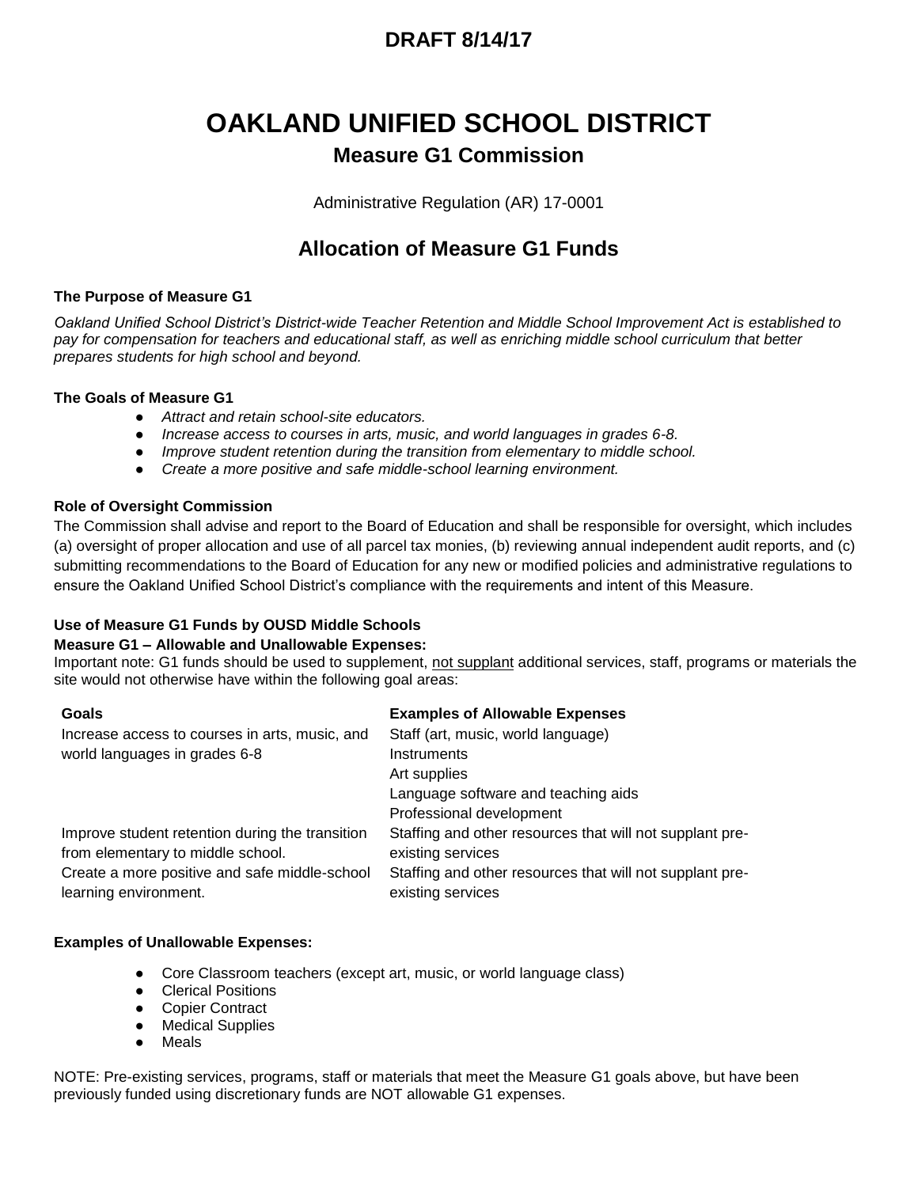**DRAFT 8/14/17**

# OAKLAND UNIFIED SCHOOL DISTRICT

## Measure G1 Commission

Administrative Regulation (AR) 17-0001

## Allocation of Measure G1 Funds

**The Purpose of Measure G1**

*Oakland Unified School District's District-wide Teacher Retention and Middle School Improvement Act is established to pay for compensation for teachers and educational staff, as well as enriching middle school curriculum that better prepares students for high school and beyond.*

**The Goals of Measure G1**

- *Attract and retain school-site educators.*
- *Increase access to courses in arts, music, and world languages in grades 6-8.*
- *Improve student retention during the transition from elementary to middle school.*
- *Create a more positive and safe middle-school learning environment.*

**Role of Oversight Commission**

The Commission shall advise and report to the Board of Education and shall be responsible for oversight, which includes (a) oversight of proper allocation and use of all parcel tax monies, (b) reviewing annual independent audit reports, and (c) submitting recommendations to the Board of Education for any new or modified policies and administrative regulations to ensure the Oakland Unified School District's compliance with the requirements and intent of this Measure.

**Use of Measure G1 Funds by OUSD Middle Schools**

**Measure G1 – Allowable and Unallowable Expenses:**

Important note: G1 funds should be used to supplement, <u>not supplant</u> additional services, staff, programs or materials the site would not otherwise have within the following goal areas:

| Goals | Examples of Allowable Expenses |
|---|---|
| Increase access to courses in arts, music, and world languages in grades 6-8 | Staff (art, music, world language)<br>Instruments<br>Art supplies<br>Language software and teaching aids<br>Professional development |
| Improve student retention during the transition from elementary to middle school. | Staffing and other resources that will not supplant pre-existing services |
| Create a more positive and safe middle-school learning environment. | Staffing and other resources that will not supplant pre-existing services |

**Examples of Unallowable Expenses:**

- Core Classroom teachers (except art, music, or world language class)
- Clerical Positions
- Copier Contract
- Medical Supplies
- Meals

NOTE: Pre-existing services, programs, staff or materials that meet the Measure G1 goals above, but have been previously funded using discretionary funds are NOT allowable G1 expenses.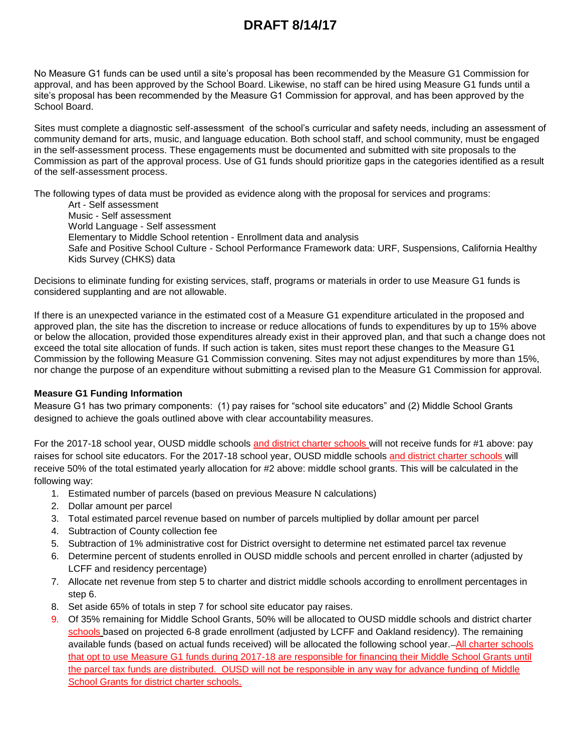# DRAFT 8/14/17

No Measure G1 funds can be used until a site's proposal has been recommended by the Measure G1 Commission for approval, and has been approved by the School Board. Likewise, no staff can be hired using Measure G1 funds until a site's proposal has been recommended by the Measure G1 Commission for approval, and has been approved by the School Board.

Sites must complete a diagnostic self-assessment of the school's curricular and safety needs, including an assessment of community demand for arts, music, and language education. Both school staff, and school community, must be engaged in the self-assessment process. These engagements must be documented and submitted with site proposals to the Commission as part of the approval process. Use of G1 funds should prioritize gaps in the categories identified as a result of the self-assessment process.

The following types of data must be provided as evidence along with the proposal for services and programs:

Art - Self assessment
Music - Self assessment
World Language - Self assessment
Elementary to Middle School retention - Enrollment data and analysis
Safe and Positive School Culture - School Performance Framework data: URF, Suspensions, California Healthy Kids Survey (CHKS) data

Decisions to eliminate funding for existing services, staff, programs or materials in order to use Measure G1 funds is considered supplanting and are not allowable.

If there is an unexpected variance in the estimated cost of a Measure G1 expenditure articulated in the proposed and approved plan, the site has the discretion to increase or reduce allocations of funds to expenditures by up to 15% above or below the allocation, provided those expenditures already exist in their approved plan, and that such a change does not exceed the total site allocation of funds. If such action is taken, sites must report these changes to the Measure G1 Commission by the following Measure G1 Commission convening. Sites may not adjust expenditures by more than 15%, nor change the purpose of an expenditure without submitting a revised plan to the Measure G1 Commission for approval.

**Measure G1 Funding Information**

Measure G1 has two primary components: (1) pay raises for "school site educators" and (2) Middle School Grants designed to achieve the goals outlined above with clear accountability measures.

For the 2017-18 school year, OUSD middle schools and district charter schools will not receive funds for #1 above: pay raises for school site educators. For the 2017-18 school year, OUSD middle schools and district charter schools will receive 50% of the total estimated yearly allocation for #2 above: middle school grants. This will be calculated in the following way:

1. Estimated number of parcels (based on previous Measure N calculations)
2. Dollar amount per parcel
3. Total estimated parcel revenue based on number of parcels multiplied by dollar amount per parcel
4. Subtraction of County collection fee
5. Subtraction of 1% administrative cost for District oversight to determine net estimated parcel tax revenue
6. Determine percent of students enrolled in OUSD middle schools and percent enrolled in charter (adjusted by LCFF and residency percentage)
7. Allocate net revenue from step 5 to charter and district middle schools according to enrollment percentages in step 6.
8. Set aside 65% of totals in step 7 for school site educator pay raises.
9. Of 35% remaining for Middle School Grants, 50% will be allocated to OUSD middle schools and district charter schools based on projected 6-8 grade enrollment (adjusted by LCFF and Oakland residency). The remaining available funds (based on actual funds received) will be allocated the following school year. All charter schools that opt to use Measure G1 funds during 2017-18 are responsible for financing their Middle School Grants until the parcel tax funds are distributed. OUSD will not be responsible in any way for advance funding of Middle School Grants for district charter schools.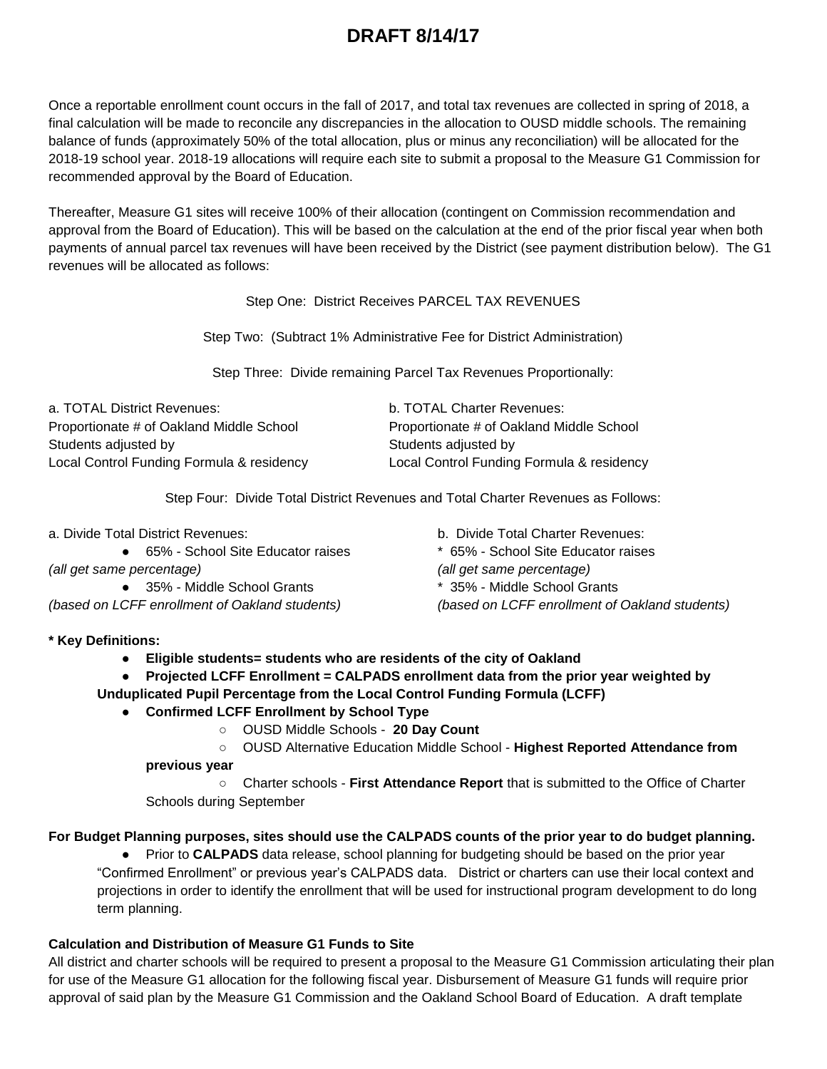# DRAFT 8/14/17

Once a reportable enrollment count occurs in the fall of 2017, and total tax revenues are collected in spring of 2018, a final calculation will be made to reconcile any discrepancies in the allocation to OUSD middle schools. The remaining balance of funds (approximately 50% of the total allocation, plus or minus any reconciliation) will be allocated for the 2018-19 school year. 2018-19 allocations will require each site to submit a proposal to the Measure G1 Commission for recommended approval by the Board of Education.

Thereafter, Measure G1 sites will receive 100% of their allocation (contingent on Commission recommendation and approval from the Board of Education). This will be based on the calculation at the end of the prior fiscal year when both payments of annual parcel tax revenues will have been received by the District (see payment distribution below). The G1 revenues will be allocated as follows:

Step One: District Receives PARCEL TAX REVENUES

Step Two: (Subtract 1% Administrative Fee for District Administration)

Step Three: Divide remaining Parcel Tax Revenues Proportionally:

a. TOTAL District Revenues:
Proportionate # of Oakland Middle School Students adjusted by Local Control Funding Formula & residency

b. TOTAL Charter Revenues:
Proportionate # of Oakland Middle School Students adjusted by Local Control Funding Formula & residency

Step Four: Divide Total District Revenues and Total Charter Revenues as Follows:

a. Divide Total District Revenues:
- 65% - School Site Educator raises

*(all get same percentage)*
- 35% - Middle School Grants

*(based on LCFF enrollment of Oakland students)*

b. Divide Total Charter Revenues:

\* 65% - School Site Educator raises
*(all get same percentage)*

\* 35% - Middle School Grants
*(based on LCFF enrollment of Oakland students)*

**\* Key Definitions:**

- **Eligible students= students who are residents of the city of Oakland**
- **Projected LCFF Enrollment = CALPADS enrollment data from the prior year weighted by Unduplicated Pupil Percentage from the Local Control Funding Formula (LCFF)**
- **Confirmed LCFF Enrollment by School Type**
  - OUSD Middle Schools - **20 Day Count**
  - OUSD Alternative Education Middle School - **Highest Reported Attendance from previous year**
  - Charter schools - **First Attendance Report** that is submitted to the Office of Charter Schools during September

**For Budget Planning purposes, sites should use the CALPADS counts of the prior year to do budget planning.**

- Prior to **CALPADS** data release, school planning for budgeting should be based on the prior year "Confirmed Enrollment" or previous year's CALPADS data. District or charters can use their local context and projections in order to identify the enrollment that will be used for instructional program development to do long term planning.

**Calculation and Distribution of Measure G1 Funds to Site**

All district and charter schools will be required to present a proposal to the Measure G1 Commission articulating their plan for use of the Measure G1 allocation for the following fiscal year. Disbursement of Measure G1 funds will require prior approval of said plan by the Measure G1 Commission and the Oakland School Board of Education. A draft template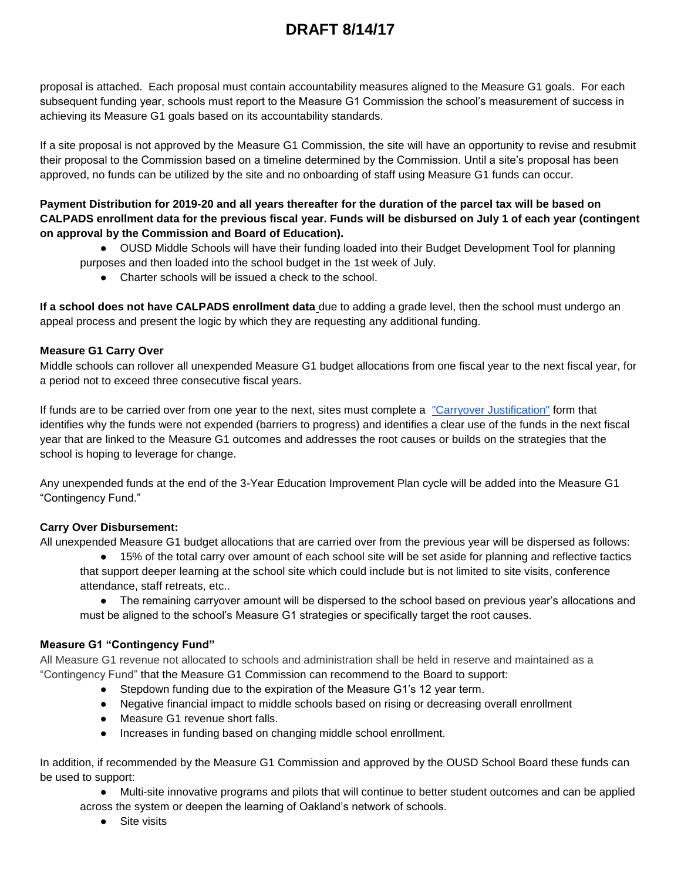proposal is attached. Each proposal must contain accountability measures aligned to the Measure G1 goals. For each subsequent funding year, schools must report to the Measure G1 Commission the school's measurement of success in achieving its Measure G1 goals based on its accountability standards.

If a site proposal is not approved by the Measure G1 Commission, the site will have an opportunity to revise and resubmit their proposal to the Commission based on a timeline determined by the Commission. Until a site's proposal has been approved, no funds can be utilized by the site and no onboarding of staff using Measure G1 funds can occur.

**Payment Distribution for 2019-20 and all years thereafter for the duration of the parcel tax will be based on CALPADS enrollment data for the previous fiscal year. Funds will be disbursed on July 1 of each year (contingent on approval by the Commission and Board of Education).**

- OUSD Middle Schools will have their funding loaded into their Budget Development Tool for planning purposes and then loaded into the school budget in the 1st week of July.
- Charter schools will be issued a check to the school.

**If a school does not have CALPADS enrollment data** due to adding a grade level, then the school must undergo an appeal process and present the logic by which they are requesting any additional funding.

**Measure G1 Carry Over**

Middle schools can rollover all unexpended Measure G1 budget allocations from one fiscal year to the next fiscal year, for a period not to exceed three consecutive fiscal years.

If funds are to be carried over from one year to the next, sites must complete a "Carryover Justification" form that identifies why the funds were not expended (barriers to progress) and identifies a clear use of the funds in the next fiscal year that are linked to the Measure G1 outcomes and addresses the root causes or builds on the strategies that the school is hoping to leverage for change.

Any unexpended funds at the end of the 3-Year Education Improvement Plan cycle will be added into the Measure G1 "Contingency Fund."

**Carry Over Disbursement:**

All unexpended Measure G1 budget allocations that are carried over from the previous year will be dispersed as follows:

- 15% of the total carry over amount of each school site will be set aside for planning and reflective tactics that support deeper learning at the school site which could include but is not limited to site visits, conference attendance, staff retreats, etc..
- The remaining carryover amount will be dispersed to the school based on previous year's allocations and must be aligned to the school's Measure G1 strategies or specifically target the root causes.

**Measure G1 "Contingency Fund"**

All Measure G1 revenue not allocated to schools and administration shall be held in reserve and maintained as a "Contingency Fund" that the Measure G1 Commission can recommend to the Board to support:

- Stepdown funding due to the expiration of the Measure G1's 12 year term.
- Negative financial impact to middle schools based on rising or decreasing overall enrollment
- Measure G1 revenue short falls.
- Increases in funding based on changing middle school enrollment.

In addition, if recommended by the Measure G1 Commission and approved by the OUSD School Board these funds can be used to support:

- Multi-site innovative programs and pilots that will continue to better student outcomes and can be applied across the system or deepen the learning of Oakland's network of schools.
- Site visits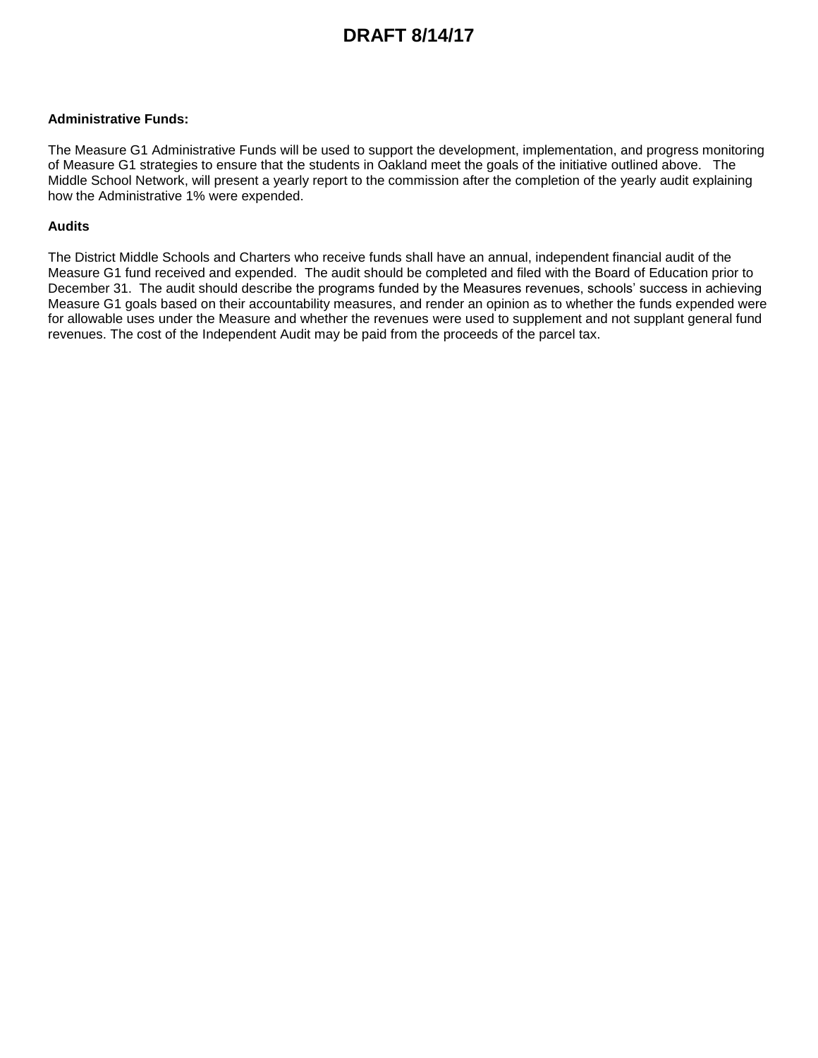**Administrative Funds:**

The Measure G1 Administrative Funds will be used to support the development, implementation, and progress monitoring of Measure G1 strategies to ensure that the students in Oakland meet the goals of the initiative outlined above. The Middle School Network, will present a yearly report to the commission after the completion of the yearly audit explaining how the Administrative 1% were expended.

**Audits**

The District Middle Schools and Charters who receive funds shall have an annual, independent financial audit of the Measure G1 fund received and expended. The audit should be completed and filed with the Board of Education prior to December 31. The audit should describe the programs funded by the Measures revenues, schools' success in achieving Measure G1 goals based on their accountability measures, and render an opinion as to whether the funds expended were for allowable uses under the Measure and whether the revenues were used to supplement and not supplant general fund revenues. The cost of the Independent Audit may be paid from the proceeds of the parcel tax.